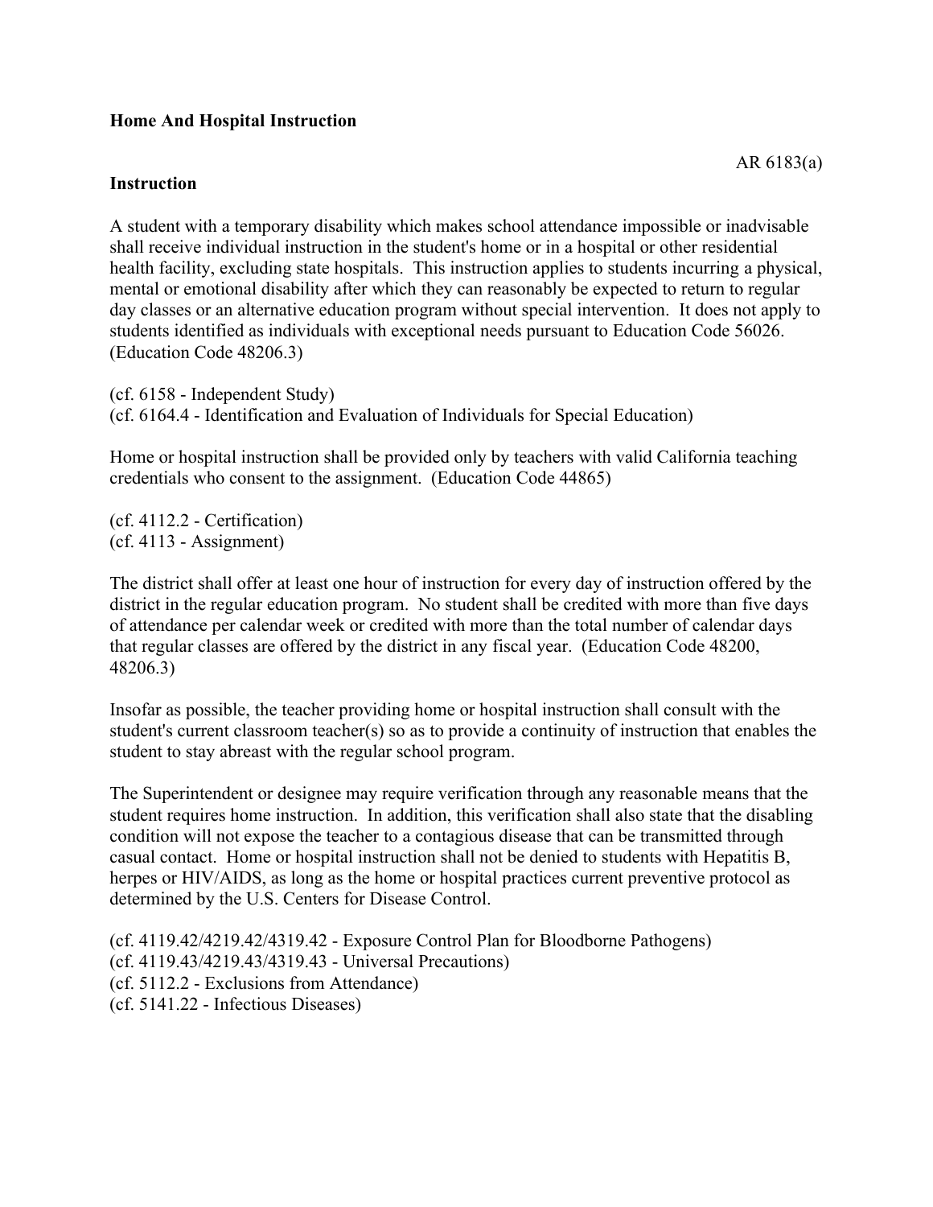**Home And Hospital Instruction**

AR 6183(a)

**Instruction**

A student with a temporary disability which makes school attendance impossible or inadvisable shall receive individual instruction in the student's home or in a hospital or other residential health facility, excluding state hospitals. This instruction applies to students incurring a physical, mental or emotional disability after which they can reasonably be expected to return to regular day classes or an alternative education program without special intervention. It does not apply to students identified as individuals with exceptional needs pursuant to Education Code 56026. (Education Code 48206.3)

(cf. 6158 - Independent Study)
(cf. 6164.4 - Identification and Evaluation of Individuals for Special Education)

Home or hospital instruction shall be provided only by teachers with valid California teaching credentials who consent to the assignment. (Education Code 44865)

(cf. 4112.2 - Certification)
(cf. 4113 - Assignment)

The district shall offer at least one hour of instruction for every day of instruction offered by the district in the regular education program. No student shall be credited with more than five days of attendance per calendar week or credited with more than the total number of calendar days that regular classes are offered by the district in any fiscal year. (Education Code 48200, 48206.3)

Insofar as possible, the teacher providing home or hospital instruction shall consult with the student's current classroom teacher(s) so as to provide a continuity of instruction that enables the student to stay abreast with the regular school program.

The Superintendent or designee may require verification through any reasonable means that the student requires home instruction. In addition, this verification shall also state that the disabling condition will not expose the teacher to a contagious disease that can be transmitted through casual contact. Home or hospital instruction shall not be denied to students with Hepatitis B, herpes or HIV/AIDS, as long as the home or hospital practices current preventive protocol as determined by the U.S. Centers for Disease Control.

(cf. 4119.42/4219.42/4319.42 - Exposure Control Plan for Bloodborne Pathogens)
(cf. 4119.43/4219.43/4319.43 - Universal Precautions)
(cf. 5112.2 - Exclusions from Attendance)
(cf. 5141.22 - Infectious Diseases)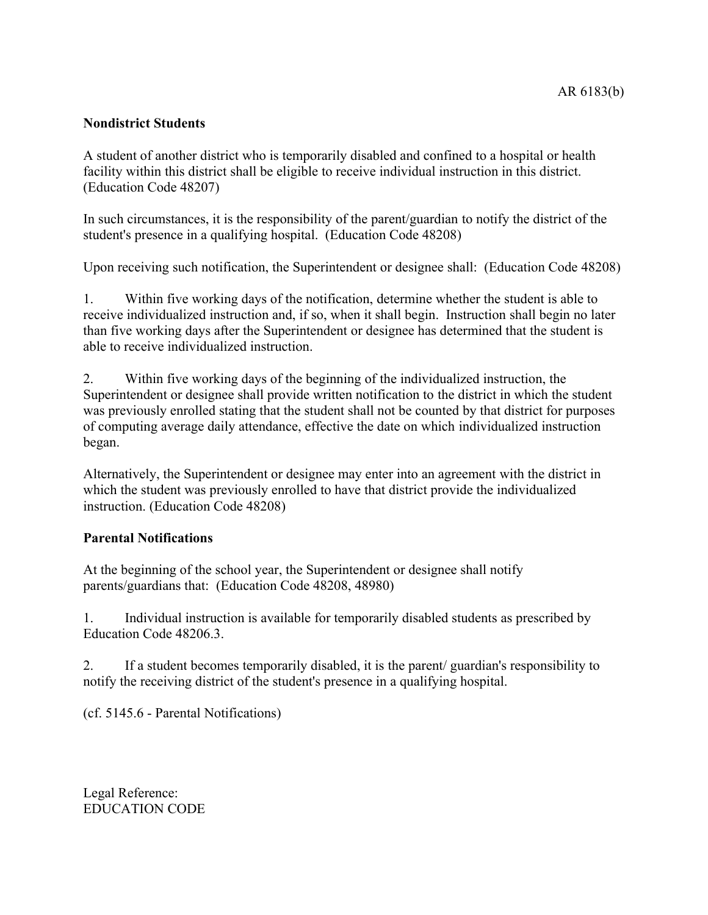**Nondistrict Students**

A student of another district who is temporarily disabled and confined to a hospital or health facility within this district shall be eligible to receive individual instruction in this district. (Education Code 48207)

In such circumstances, it is the responsibility of the parent/guardian to notify the district of the student's presence in a qualifying hospital. (Education Code 48208)

Upon receiving such notification, the Superintendent or designee shall: (Education Code 48208)

1. Within five working days of the notification, determine whether the student is able to receive individualized instruction and, if so, when it shall begin. Instruction shall begin no later than five working days after the Superintendent or designee has determined that the student is able to receive individualized instruction.

2. Within five working days of the beginning of the individualized instruction, the Superintendent or designee shall provide written notification to the district in which the student was previously enrolled stating that the student shall not be counted by that district for purposes of computing average daily attendance, effective the date on which individualized instruction began.

Alternatively, the Superintendent or designee may enter into an agreement with the district in which the student was previously enrolled to have that district provide the individualized instruction. (Education Code 48208)

**Parental Notifications**

At the beginning of the school year, the Superintendent or designee shall notify parents/guardians that: (Education Code 48208, 48980)

1. Individual instruction is available for temporarily disabled students as prescribed by Education Code 48206.3.

2. If a student becomes temporarily disabled, it is the parent/ guardian's responsibility to notify the receiving district of the student's presence in a qualifying hospital.

(cf. 5145.6 - Parental Notifications)

Legal Reference:
EDUCATION CODE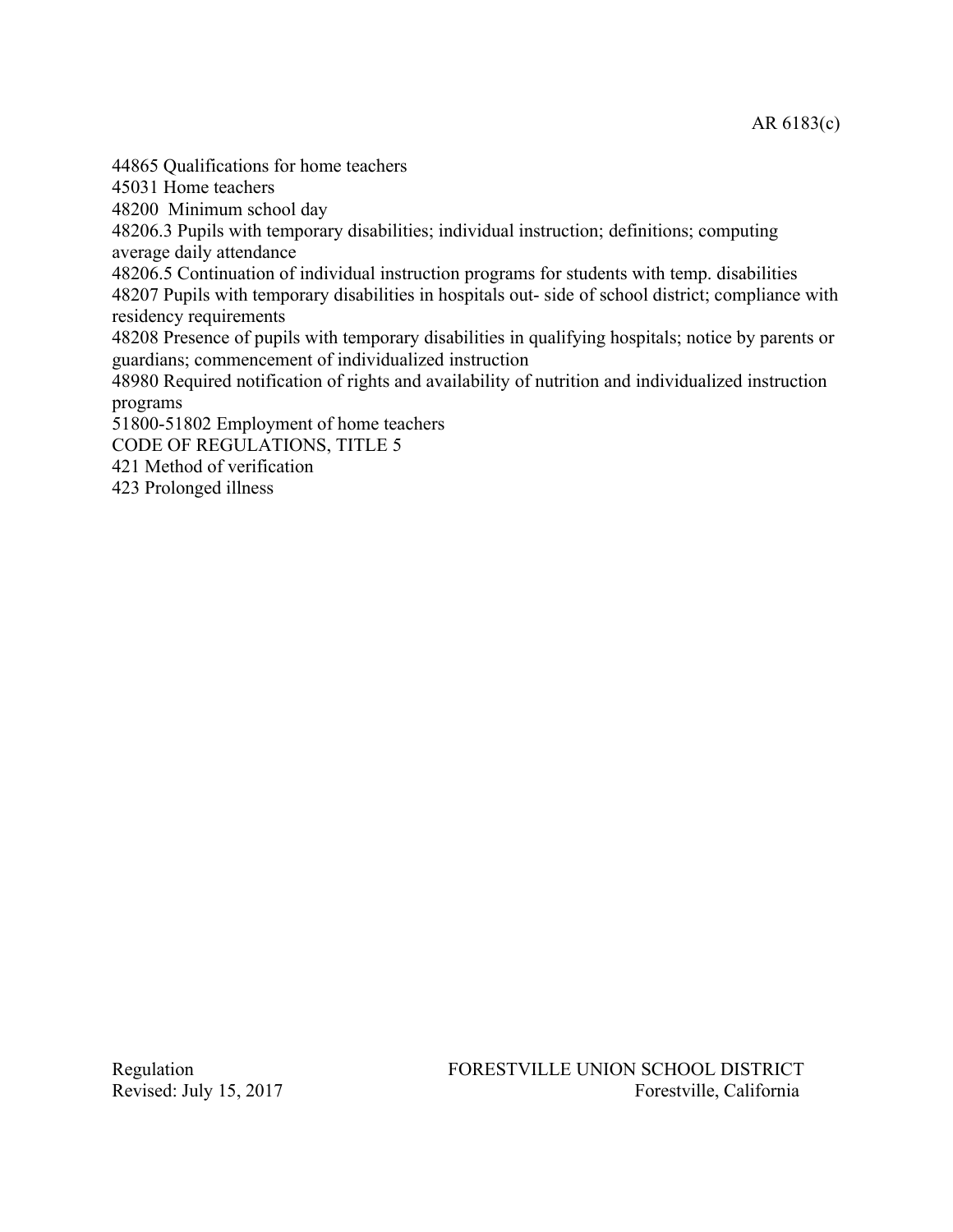44865 Qualifications for home teachers
45031 Home teachers
48200  Minimum school day
48206.3 Pupils with temporary disabilities; individual instruction; definitions; computing average daily attendance
48206.5 Continuation of individual instruction programs for students with temp. disabilities
48207 Pupils with temporary disabilities in hospitals out- side of school district; compliance with residency requirements
48208 Presence of pupils with temporary disabilities in qualifying hospitals; notice by parents or guardians; commencement of individualized instruction
48980 Required notification of rights and availability of nutrition and individualized instruction programs
51800-51802 Employment of home teachers
CODE OF REGULATIONS, TITLE 5
421 Method of verification
423 Prolonged illness

Regulation
Revised: July 15, 2017

FORESTVILLE UNION SCHOOL DISTRICT
Forestville, California